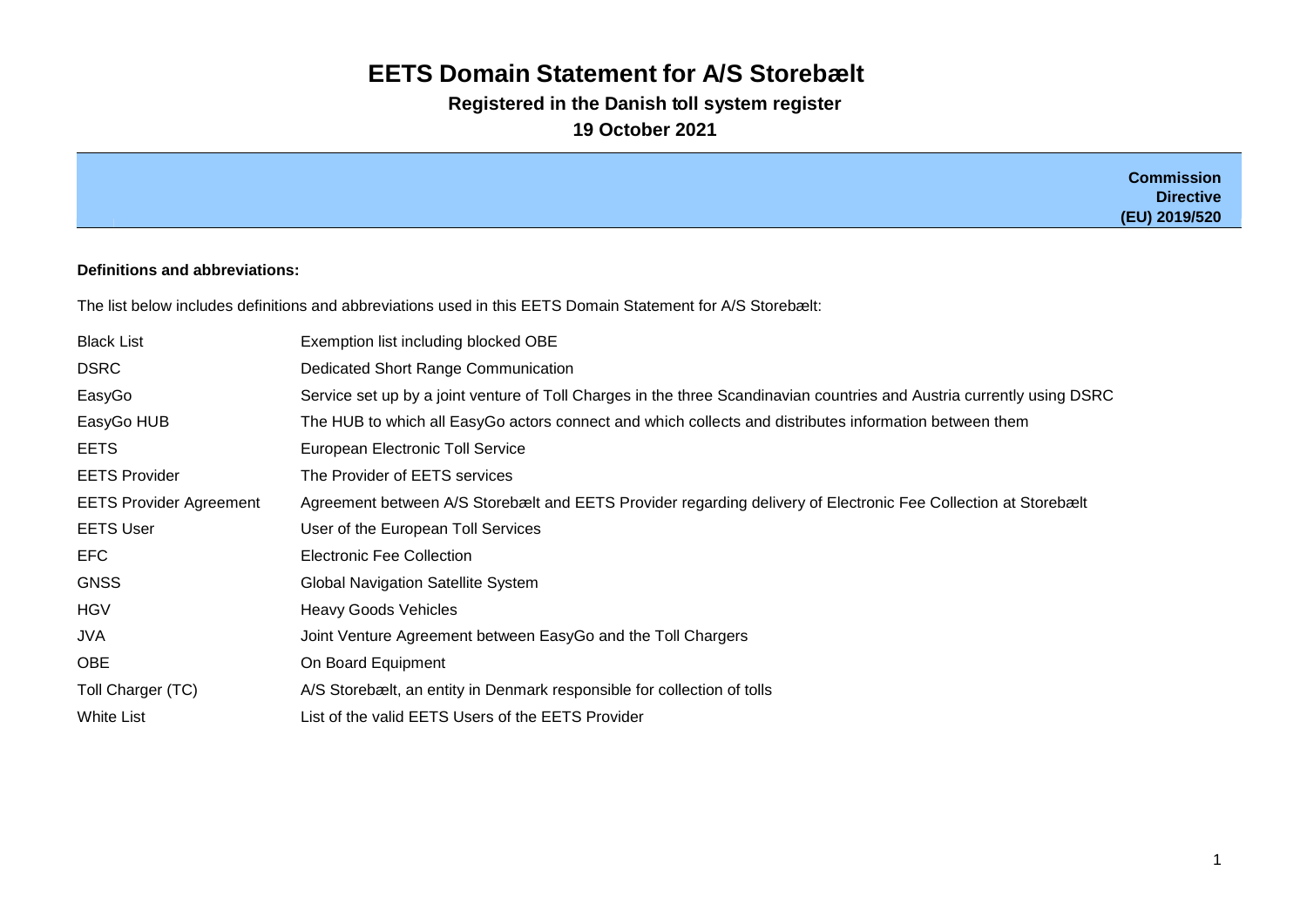# EETS Domain Statement for A/S Storebælt

**Registered in the Danish toll system register**

**19 October 2021**

| | **Commission Directive (EU) 2019/520** |
|---|---|

**Definitions and abbreviations:**

The list below includes definitions and abbreviations used in this EETS Domain Statement for A/S Storebælt:

| | |
|---|---|
| Black List | Exemption list including blocked OBE |
| DSRC | Dedicated Short Range Communication |
| EasyGo | Service set up by a joint venture of Toll Charges in the three Scandinavian countries and Austria currently using DSRC |
| EasyGo HUB | The HUB to which all EasyGo actors connect and which collects and distributes information between them |
| EETS | European Electronic Toll Service |
| EETS Provider | The Provider of EETS services |
| EETS Provider Agreement | Agreement between A/S Storebælt and EETS Provider regarding delivery of Electronic Fee Collection at Storebælt |
| EETS User | User of the European Toll Services |
| EFC | Electronic Fee Collection |
| GNSS | Global Navigation Satellite System |
| HGV | Heavy Goods Vehicles |
| JVA | Joint Venture Agreement between EasyGo and the Toll Chargers |
| OBE | On Board Equipment |
| Toll Charger (TC) | A/S Storebælt, an entity in Denmark responsible for collection of tolls |
| White List | List of the valid EETS Users of the EETS Provider |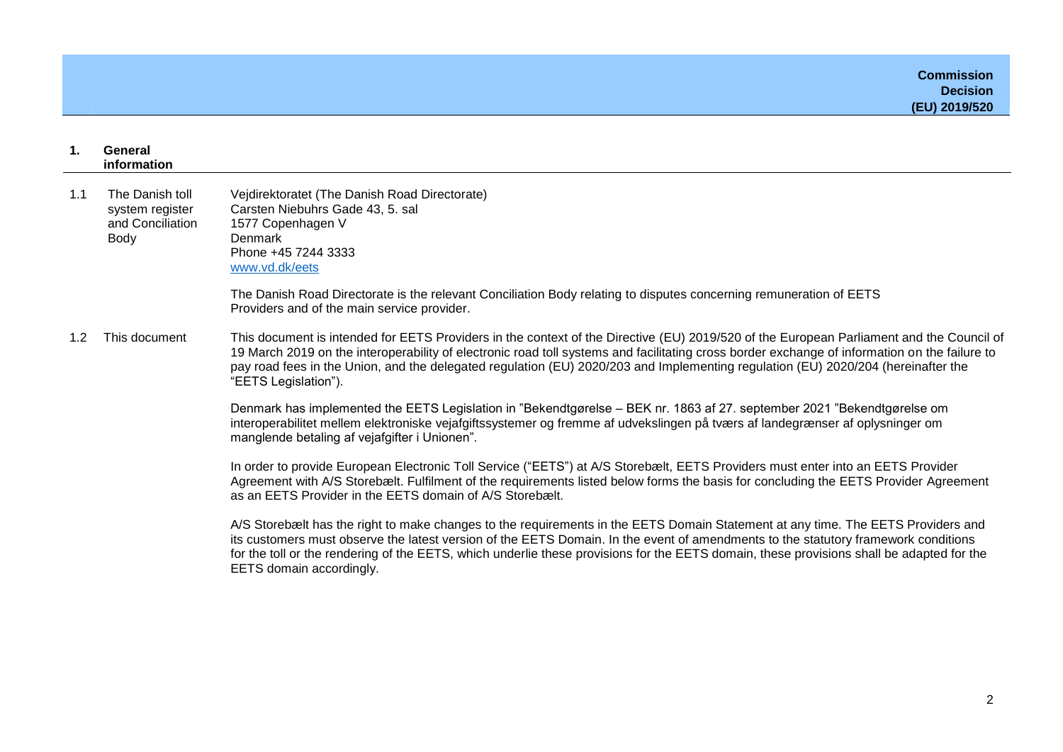## 1. General information

**1.1 The Danish toll system register and Conciliation Body**

Vejdirektoratet (The Danish Road Directorate)
Carsten Niebuhrs Gade 43, 5. sal
1577 Copenhagen V
Denmark
Phone +45 7244 3333
[www.vd.dk/eets](www.vd.dk/eets)

The Danish Road Directorate is the relevant Conciliation Body relating to disputes concerning remuneration of EETS Providers and of the main service provider.

**1.2 This document**

This document is intended for EETS Providers in the context of the Directive (EU) 2019/520 of the European Parliament and the Council of 19 March 2019 on the interoperability of electronic road toll systems and facilitating cross border exchange of information on the failure to pay road fees in the Union, and the delegated regulation (EU) 2020/203 and Implementing regulation (EU) 2020/204 (hereinafter the "EETS Legislation").

Denmark has implemented the EETS Legislation in "Bekendtgørelse – BEK nr. 1863 af 27. september 2021 "Bekendtgørelse om interoperabilitet mellem elektroniske vejafgiftssystemer og fremme af udvekslingen på tværs af landegrænser af oplysninger om manglende betaling af vejafgifter i Unionen".

In order to provide European Electronic Toll Service ("EETS") at A/S Storebælt, EETS Providers must enter into an EETS Provider Agreement with A/S Storebælt. Fulfilment of the requirements listed below forms the basis for concluding the EETS Provider Agreement as an EETS Provider in the EETS domain of A/S Storebælt.

A/S Storebælt has the right to make changes to the requirements in the EETS Domain Statement at any time. The EETS Providers and its customers must observe the latest version of the EETS Domain. In the event of amendments to the statutory framework conditions for the toll or the rendering of the EETS, which underlie these provisions for the EETS domain, these provisions shall be adapted for the EETS domain accordingly.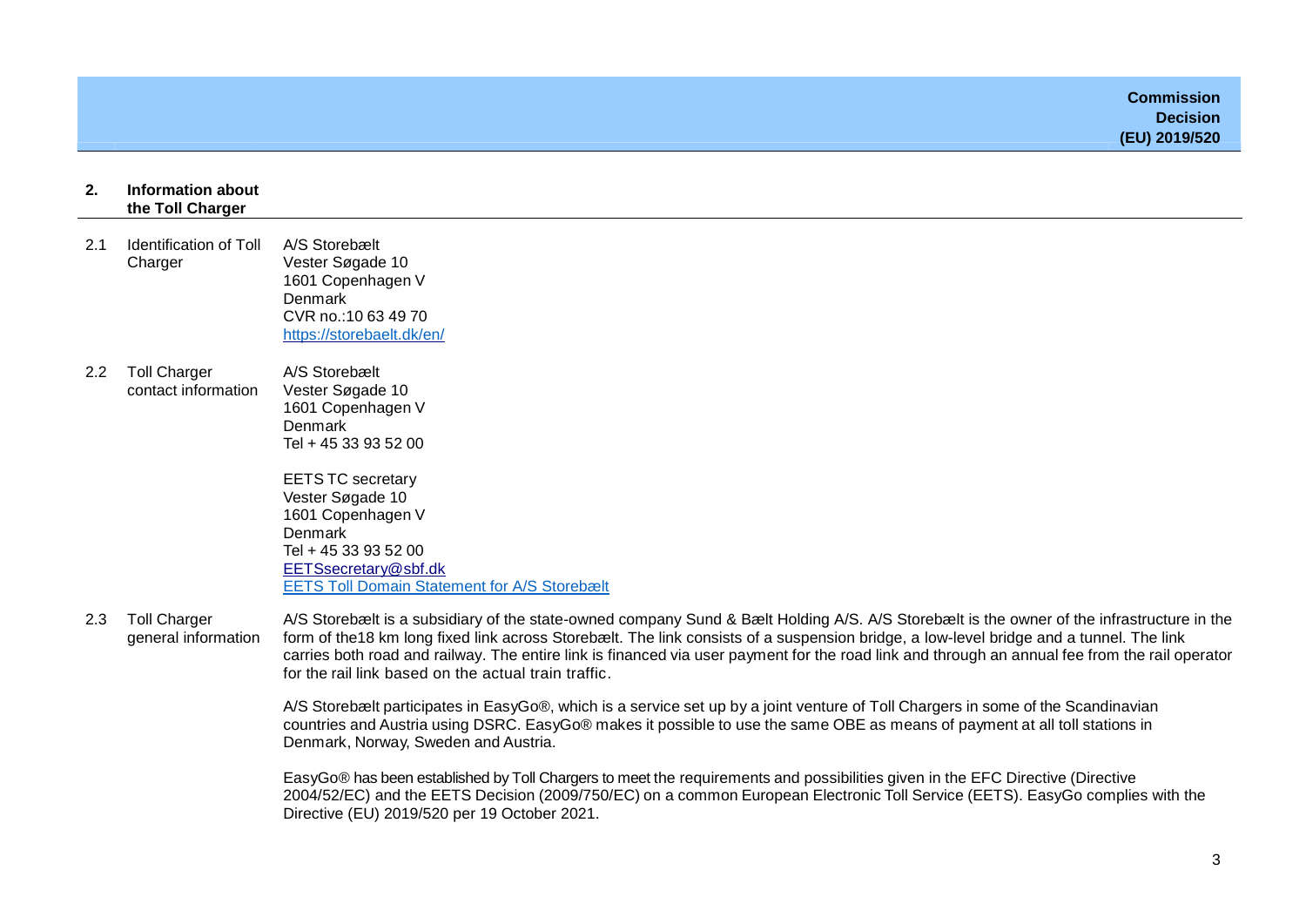## 2. Information about the Toll Charger

| | | |
|---|---|---|
| 2.1 | Identification of Toll Charger | A/S Storebælt<br>Vester Søgade 10<br>1601 Copenhagen V<br>Denmark<br>CVR no.:10 63 49 70<br>[https://storebaelt.dk/en/](https://storebaelt.dk/en/) |
| 2.2 | Toll Charger contact information | A/S Storebælt<br>Vester Søgade 10<br>1601 Copenhagen V<br>Denmark<br>Tel + 45 33 93 52 00<br><br>EETS TC secretary<br>Vester Søgade 10<br>1601 Copenhagen V<br>Denmark<br>Tel + 45 33 93 52 00<br>[EETSsecretary@sbf.dk](mailto:EETSsecretary@sbf.dk)<br>EETS Toll Domain Statement for A/S Storebælt |
| 2.3 | Toll Charger general information | A/S Storebælt is a subsidiary of the state-owned company Sund & Bælt Holding A/S. A/S Storebælt is the owner of the infrastructure in the form of the18 km long fixed link across Storebælt. The link consists of a suspension bridge, a low-level bridge and a tunnel. The link carries both road and railway. The entire link is financed via user payment for the road link and through an annual fee from the rail operator for the rail link based on the actual train traffic.<br><br>A/S Storebælt participates in EasyGo®, which is a service set up by a joint venture of Toll Chargers in some of the Scandinavian countries and Austria using DSRC. EasyGo® makes it possible to use the same OBE as means of payment at all toll stations in Denmark, Norway, Sweden and Austria.<br><br>EasyGo® has been established by Toll Chargers to meet the requirements and possibilities given in the EFC Directive (Directive 2004/52/EC) and the EETS Decision (2009/750/EC) on a common European Electronic Toll Service (EETS). EasyGo complies with the Directive (EU) 2019/520 per 19 October 2021. |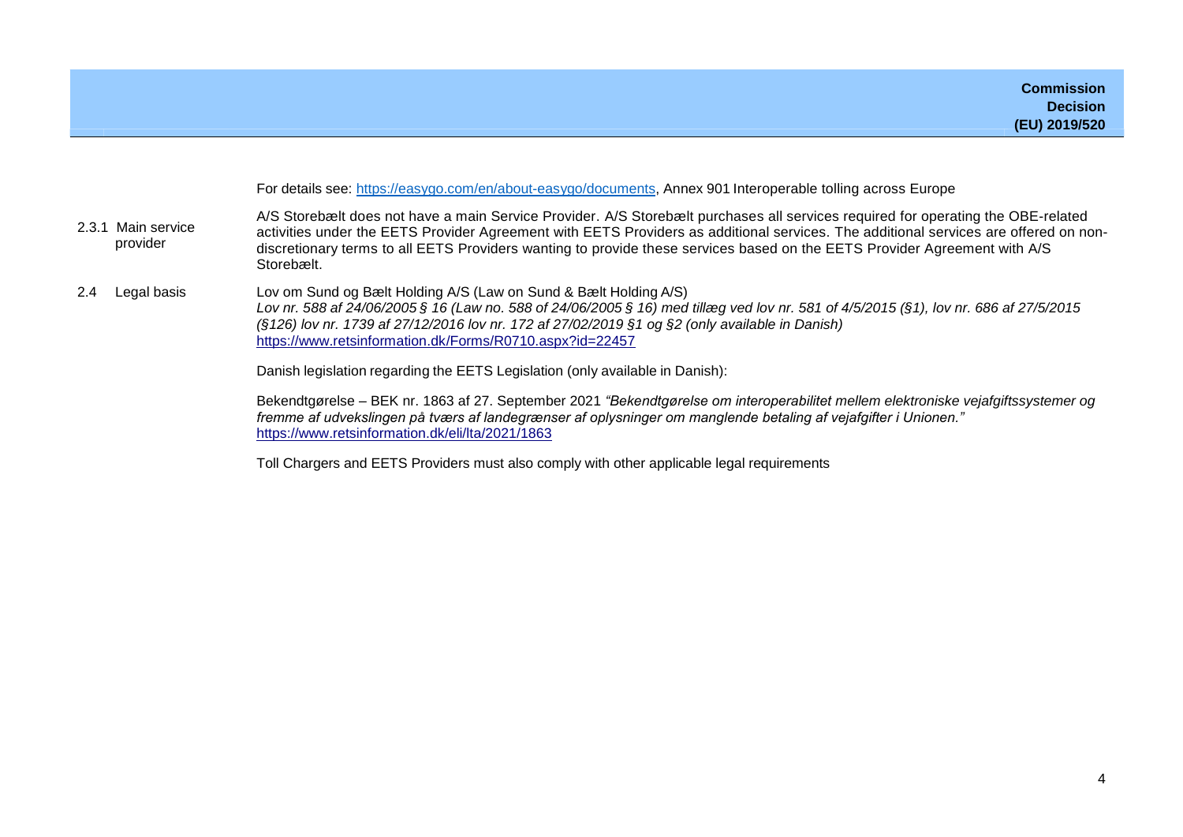For details see: https://easygo.com/en/about-easygo/documents, Annex 901 Interoperable tolling across Europe

| | |
|---|---|
| 2.3.1 Main service provider | A/S Storebælt does not have a main Service Provider. A/S Storebælt purchases all services required for operating the OBE-related activities under the EETS Provider Agreement with EETS Providers as additional services. The additional services are offered on non-discretionary terms to all EETS Providers wanting to provide these services based on the EETS Provider Agreement with A/S Storebælt. |
| 2.4 Legal basis | Lov om Sund og Bælt Holding A/S (Law on Sund & Bælt Holding A/S)<br>*Lov nr. 588 af 24/06/2005 § 16 (Law no. 588 of 24/06/2005 § 16) med tillæg ved lov nr. 581 of 4/5/2015 (§1), lov nr. 686 af 27/5/2015 (§126) lov nr. 1739 af 27/12/2016 lov nr. 172 af 27/02/2019 §1 og §2 (only available in Danish)*<br>https://www.retsinformation.dk/Forms/R0710.aspx?id=22457<br><br>Danish legislation regarding the EETS Legislation (only available in Danish):<br><br>Bekendtgørelse – BEK nr. 1863 af 27. September 2021 *"Bekendtgørelse om interoperabilitet mellem elektroniske vejafgiftssystemer og fremme af udvekslingen på tværs af landegrænser af oplysninger om manglende betaling af vejafgifter i Unionen."*<br>https://www.retsinformation.dk/eli/lta/2021/1863<br><br>Toll Chargers and EETS Providers must also comply with other applicable legal requirements |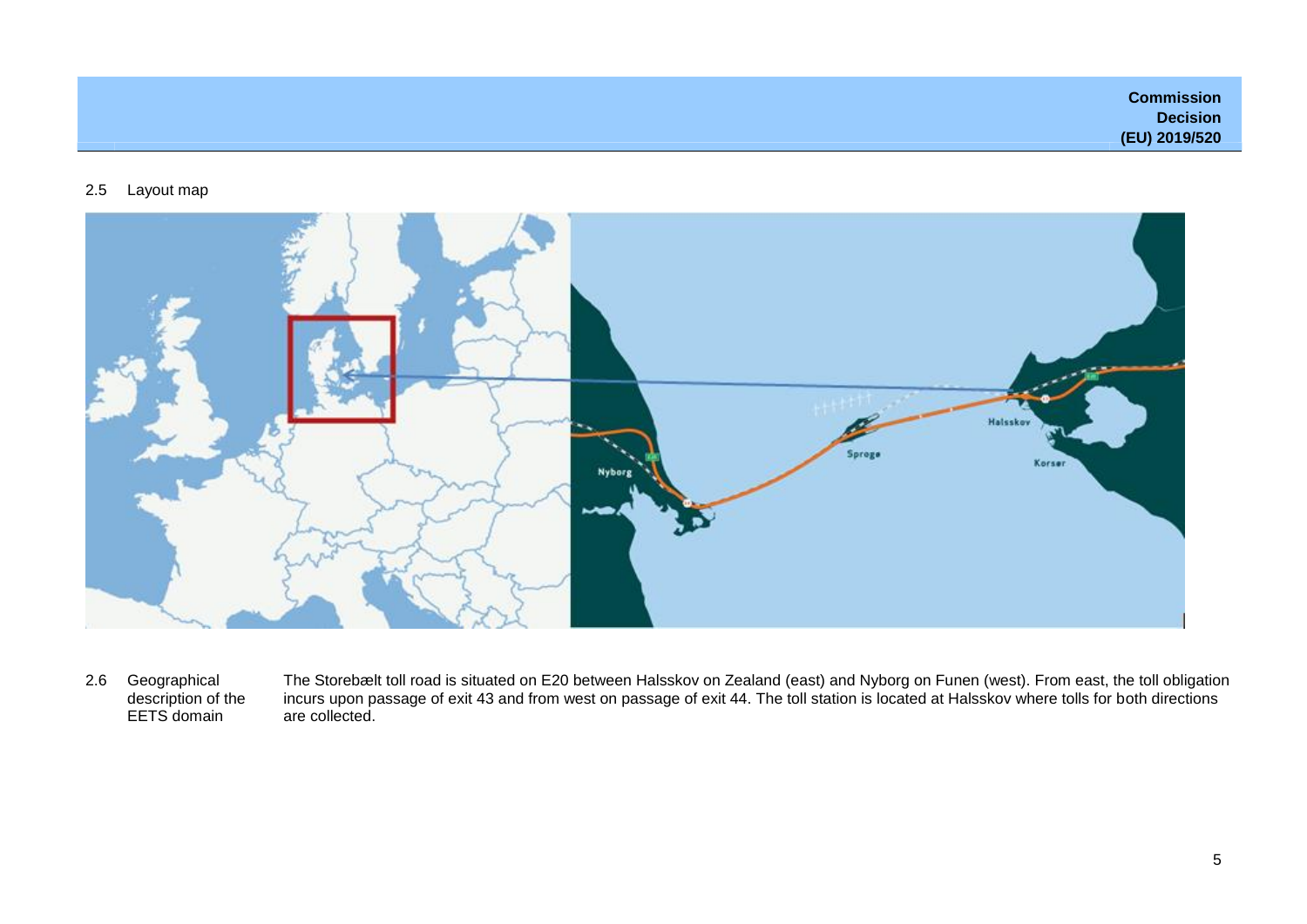2.5 Layout map

| 2.6 | Geographical description of the EETS domain | The Storebælt toll road is situated on E20 between Halsskov on Zealand (east) and Nyborg on Funen (west). From east, the toll obligation incurs upon passage of exit 43 and from west on passage of exit 44. The toll station is located at Halsskov where tolls for both directions are collected. |
| --- | --- | --- |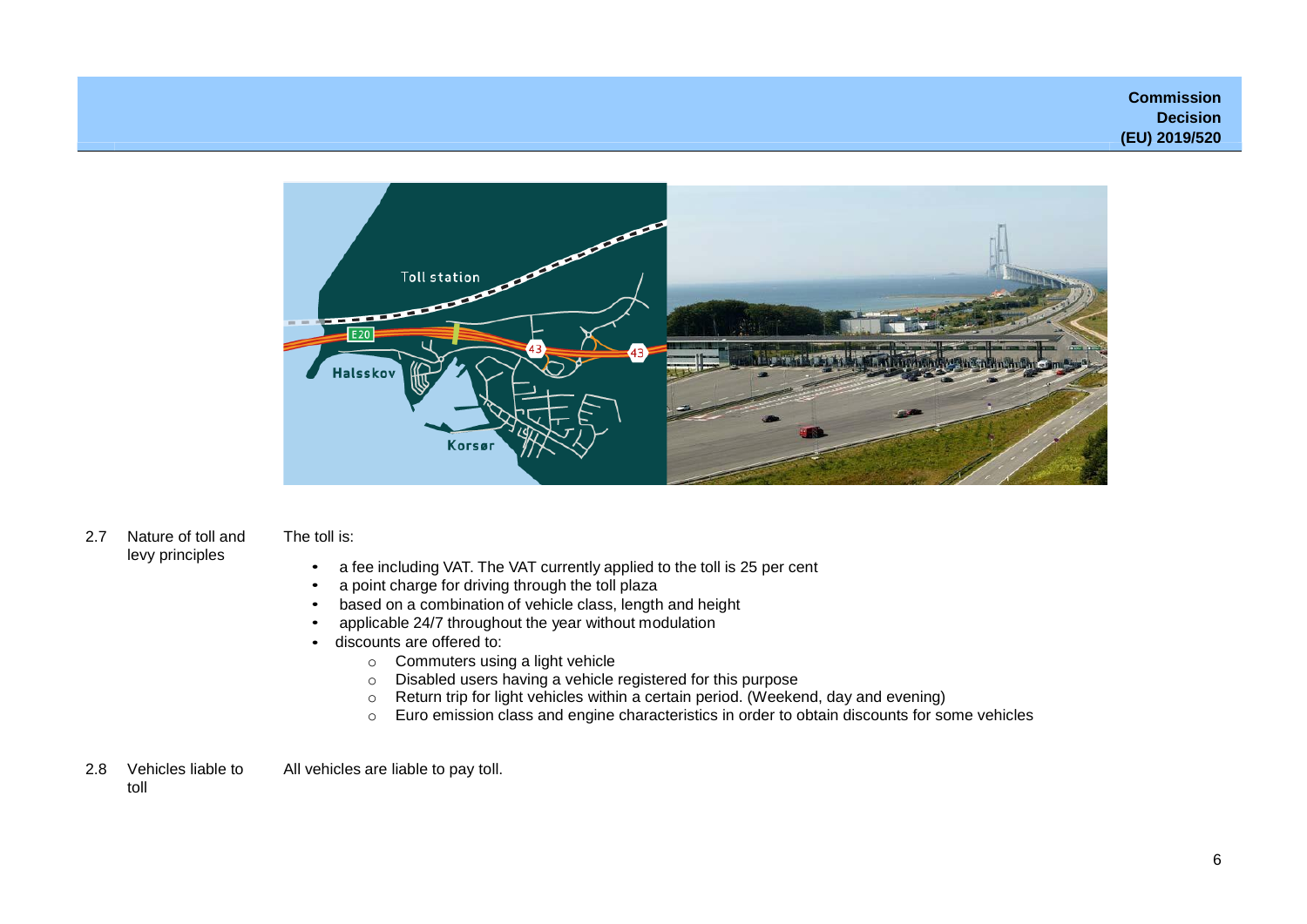2.7 Nature of toll and levy principles

The toll is:

- a fee including VAT. The VAT currently applied to the toll is 25 per cent
- a point charge for driving through the toll plaza
- based on a combination of vehicle class, length and height
- applicable 24/7 throughout the year without modulation
- discounts are offered to:
  - Commuters using a light vehicle
  - Disabled users having a vehicle registered for this purpose
  - Return trip for light vehicles within a certain period. (Weekend, day and evening)
  - Euro emission class and engine characteristics in order to obtain discounts for some vehicles

2.8 Vehicles liable to toll

All vehicles are liable to pay toll.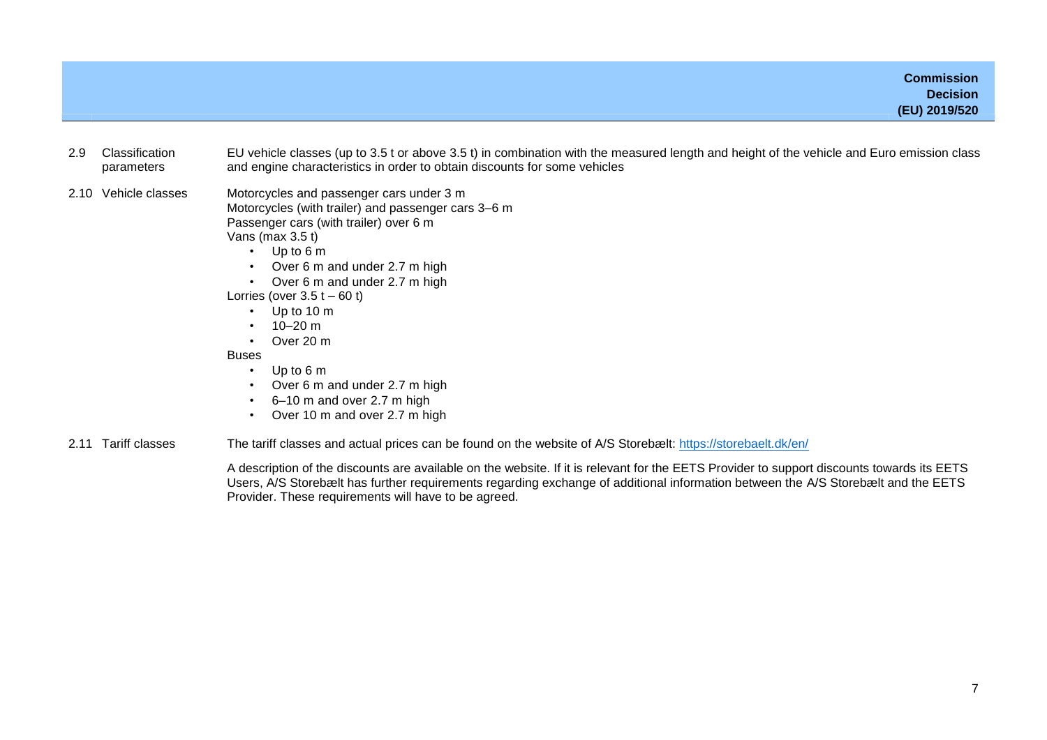| | | |
|---|---|---|
| 2.9 | Classification parameters | EU vehicle classes (up to 3.5 t or above 3.5 t) in combination with the measured length and height of the vehicle and Euro emission class and engine characteristics in order to obtain discounts for some vehicles |
| 2.10 | Vehicle classes | Motorcycles and passenger cars under 3 m<br>Motorcycles (with trailer) and passenger cars 3–6 m<br>Passenger cars (with trailer) over 6 m<br>Vans (max 3.5 t)<br>• Up to 6 m<br>• Over 6 m and under 2.7 m high<br>• Over 6 m and under 2.7 m high<br>Lorries (over 3.5 t – 60 t)<br>• Up to 10 m<br>• 10–20 m<br>• Over 20 m<br>Buses<br>• Up to 6 m<br>• Over 6 m and under 2.7 m high<br>• 6–10 m and over 2.7 m high<br>• Over 10 m and over 2.7 m high |
| 2.11 | Tariff classes | The tariff classes and actual prices can be found on the website of A/S Storebælt: https://storebaelt.dk/en/<br><br>A description of the discounts are available on the website. If it is relevant for the EETS Provider to support discounts towards its EETS Users, A/S Storebælt has further requirements regarding exchange of additional information between the A/S Storebælt and the EETS Provider. These requirements will have to be agreed. |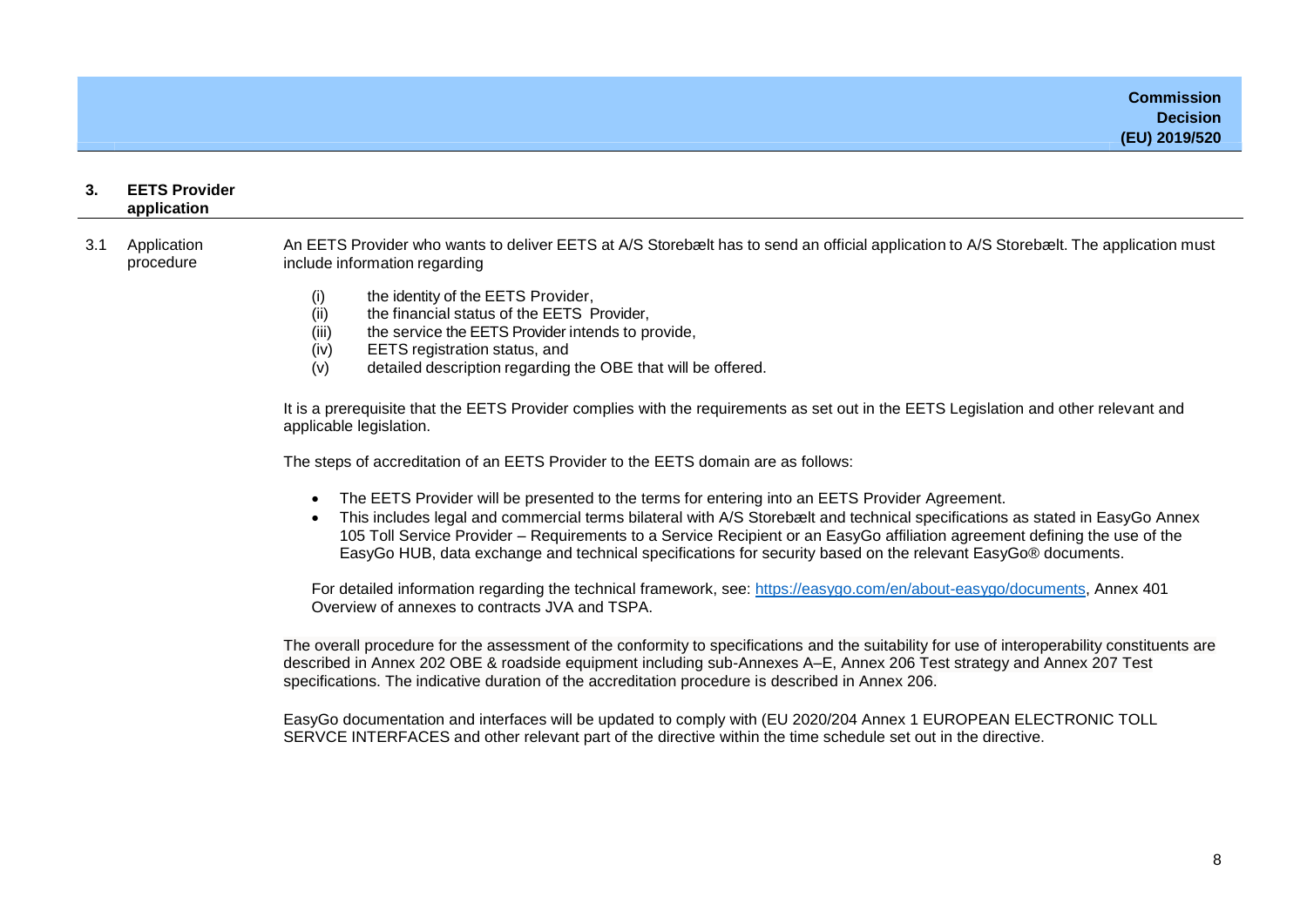## 3. EETS Provider application

### 3.1 Application procedure

An EETS Provider who wants to deliver EETS at A/S Storebælt has to send an official application to A/S Storebælt. The application must include information regarding

(i) the identity of the EETS Provider,
(ii) the financial status of the EETS Provider,
(iii) the service the EETS Provider intends to provide,
(iv) EETS registration status, and
(v) detailed description regarding the OBE that will be offered.

It is a prerequisite that the EETS Provider complies with the requirements as set out in the EETS Legislation and other relevant and applicable legislation.

The steps of accreditation of an EETS Provider to the EETS domain are as follows:

- The EETS Provider will be presented to the terms for entering into an EETS Provider Agreement.
- This includes legal and commercial terms bilateral with A/S Storebælt and technical specifications as stated in EasyGo Annex 105 Toll Service Provider – Requirements to a Service Recipient or an EasyGo affiliation agreement defining the use of the EasyGo HUB, data exchange and technical specifications for security based on the relevant EasyGo® documents.

For detailed information regarding the technical framework, see: https://easygo.com/en/about-easygo/documents, Annex 401 Overview of annexes to contracts JVA and TSPA.

The overall procedure for the assessment of the conformity to specifications and the suitability for use of interoperability constituents are described in Annex 202 OBE & roadside equipment including sub-Annexes A–E, Annex 206 Test strategy and Annex 207 Test specifications. The indicative duration of the accreditation procedure is described in Annex 206.

EasyGo documentation and interfaces will be updated to comply with (EU 2020/204 Annex 1 EUROPEAN ELECTRONIC TOLL SERVCE INTERFACES and other relevant part of the directive within the time schedule set out in the directive.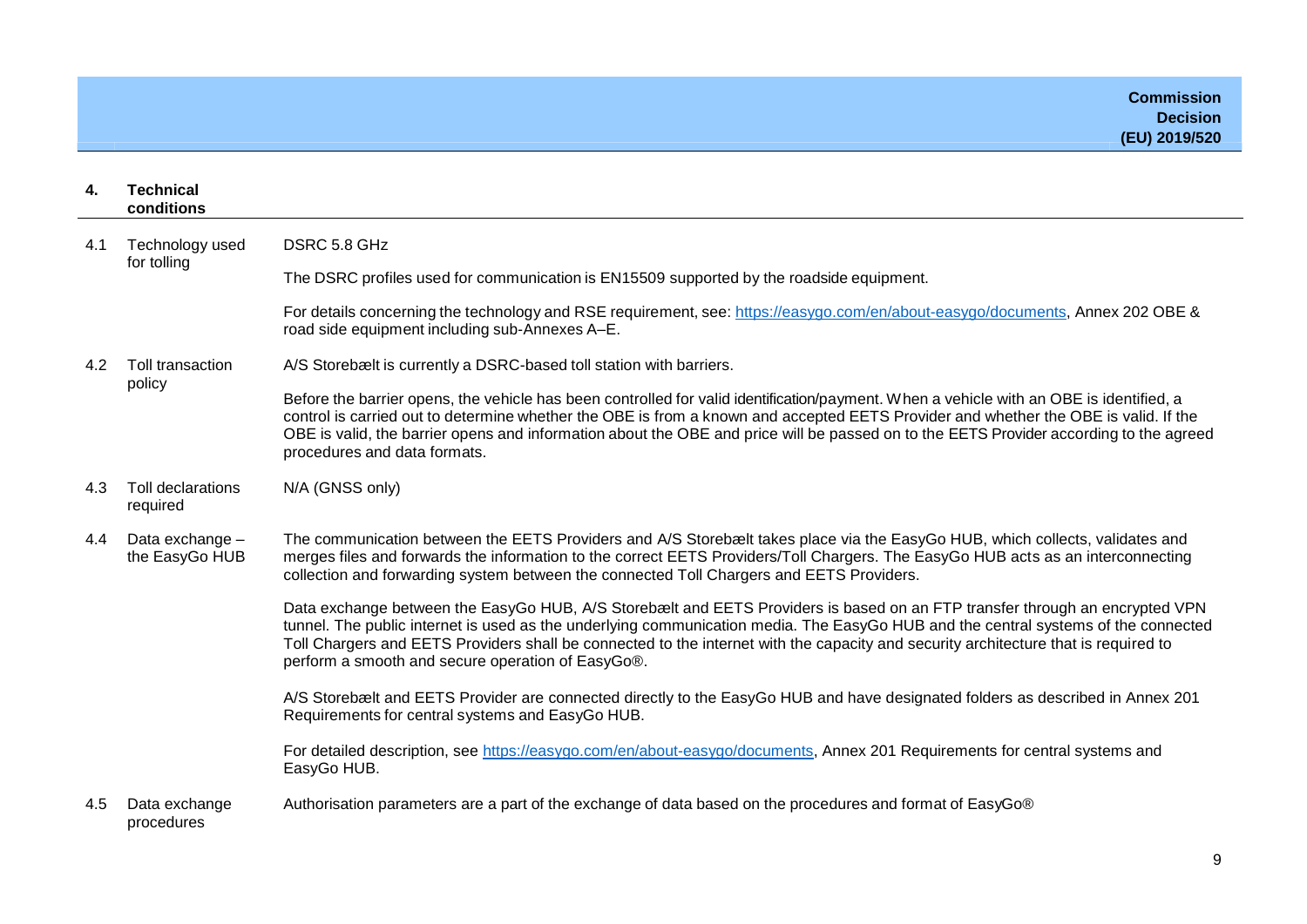## 4. Technical conditions

| | | |
|---|---|---|
| 4.1 | Technology used for tolling | DSRC 5.8 GHz<br><br>The DSRC profiles used for communication is EN15509 supported by the roadside equipment.<br><br>For details concerning the technology and RSE requirement, see: https://easygo.com/en/about-easygo/documents, Annex 202 OBE & road side equipment including sub-Annexes A–E. |
| 4.2 | Toll transaction policy | A/S Storebælt is currently a DSRC-based toll station with barriers.<br><br>Before the barrier opens, the vehicle has been controlled for valid identification/payment. When a vehicle with an OBE is identified, a control is carried out to determine whether the OBE is from a known and accepted EETS Provider and whether the OBE is valid. If the OBE is valid, the barrier opens and information about the OBE and price will be passed on to the EETS Provider according to the agreed procedures and data formats. |
| 4.3 | Toll declarations required | N/A (GNSS only) |
| 4.4 | Data exchange – the EasyGo HUB | The communication between the EETS Providers and A/S Storebælt takes place via the EasyGo HUB, which collects, validates and merges files and forwards the information to the correct EETS Providers/Toll Chargers. The EasyGo HUB acts as an interconnecting collection and forwarding system between the connected Toll Chargers and EETS Providers.<br><br>Data exchange between the EasyGo HUB, A/S Storebælt and EETS Providers is based on an FTP transfer through an encrypted VPN tunnel. The public internet is used as the underlying communication media. The EasyGo HUB and the central systems of the connected Toll Chargers and EETS Providers shall be connected to the internet with the capacity and security architecture that is required to perform a smooth and secure operation of EasyGo®.<br><br>A/S Storebælt and EETS Provider are connected directly to the EasyGo HUB and have designated folders as described in Annex 201 Requirements for central systems and EasyGo HUB.<br><br>For detailed description, see https://easygo.com/en/about-easygo/documents, Annex 201 Requirements for central systems and EasyGo HUB. |
| 4.5 | Data exchange procedures | Authorisation parameters are a part of the exchange of data based on the procedures and format of EasyGo® |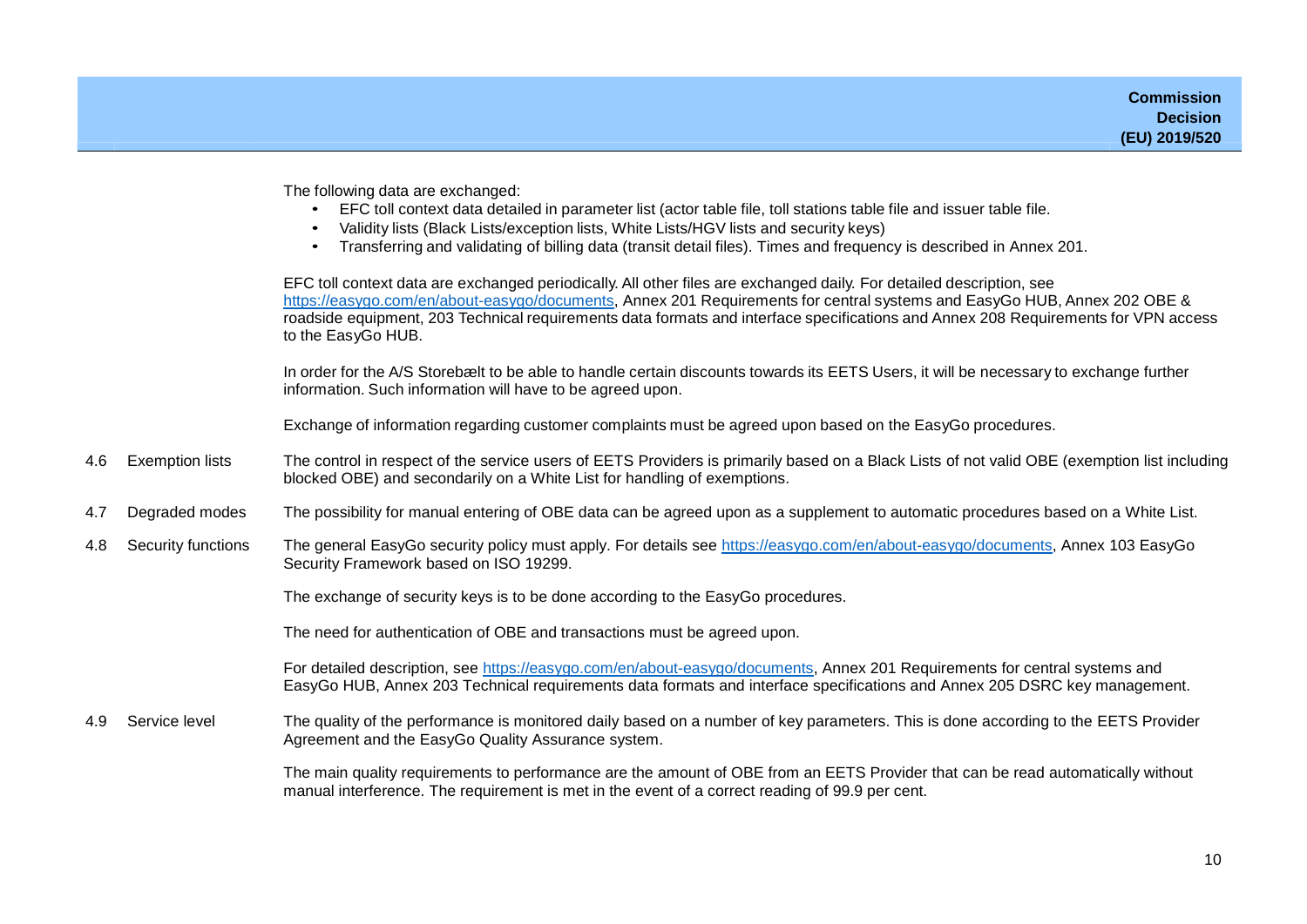The following data are exchanged:

- EFC toll context data detailed in parameter list (actor table file, toll stations table file and issuer table file.
- Validity lists (Black Lists/exception lists, White Lists/HGV lists and security keys)
- Transferring and validating of billing data (transit detail files). Times and frequency is described in Annex 201.

EFC toll context data are exchanged periodically. All other files are exchanged daily. For detailed description, see https://easygo.com/en/about-easygo/documents, Annex 201 Requirements for central systems and EasyGo HUB, Annex 202 OBE & roadside equipment, 203 Technical requirements data formats and interface specifications and Annex 208 Requirements for VPN access to the EasyGo HUB.

In order for the A/S Storebælt to be able to handle certain discounts towards its EETS Users, it will be necessary to exchange further information. Such information will have to be agreed upon.

Exchange of information regarding customer complaints must be agreed upon based on the EasyGo procedures.

**4.6 Exemption lists**

The control in respect of the service users of EETS Providers is primarily based on a Black Lists of not valid OBE (exemption list including blocked OBE) and secondarily on a White List for handling of exemptions.

**4.7 Degraded modes**

The possibility for manual entering of OBE data can be agreed upon as a supplement to automatic procedures based on a White List.

**4.8 Security functions**

The general EasyGo security policy must apply. For details see https://easygo.com/en/about-easygo/documents, Annex 103 EasyGo Security Framework based on ISO 19299.

The exchange of security keys is to be done according to the EasyGo procedures.

The need for authentication of OBE and transactions must be agreed upon.

For detailed description, see https://easygo.com/en/about-easygo/documents, Annex 201 Requirements for central systems and EasyGo HUB, Annex 203 Technical requirements data formats and interface specifications and Annex 205 DSRC key management.

**4.9 Service level**

The quality of the performance is monitored daily based on a number of key parameters. This is done according to the EETS Provider Agreement and the EasyGo Quality Assurance system.

The main quality requirements to performance are the amount of OBE from an EETS Provider that can be read automatically without manual interference. The requirement is met in the event of a correct reading of 99.9 per cent.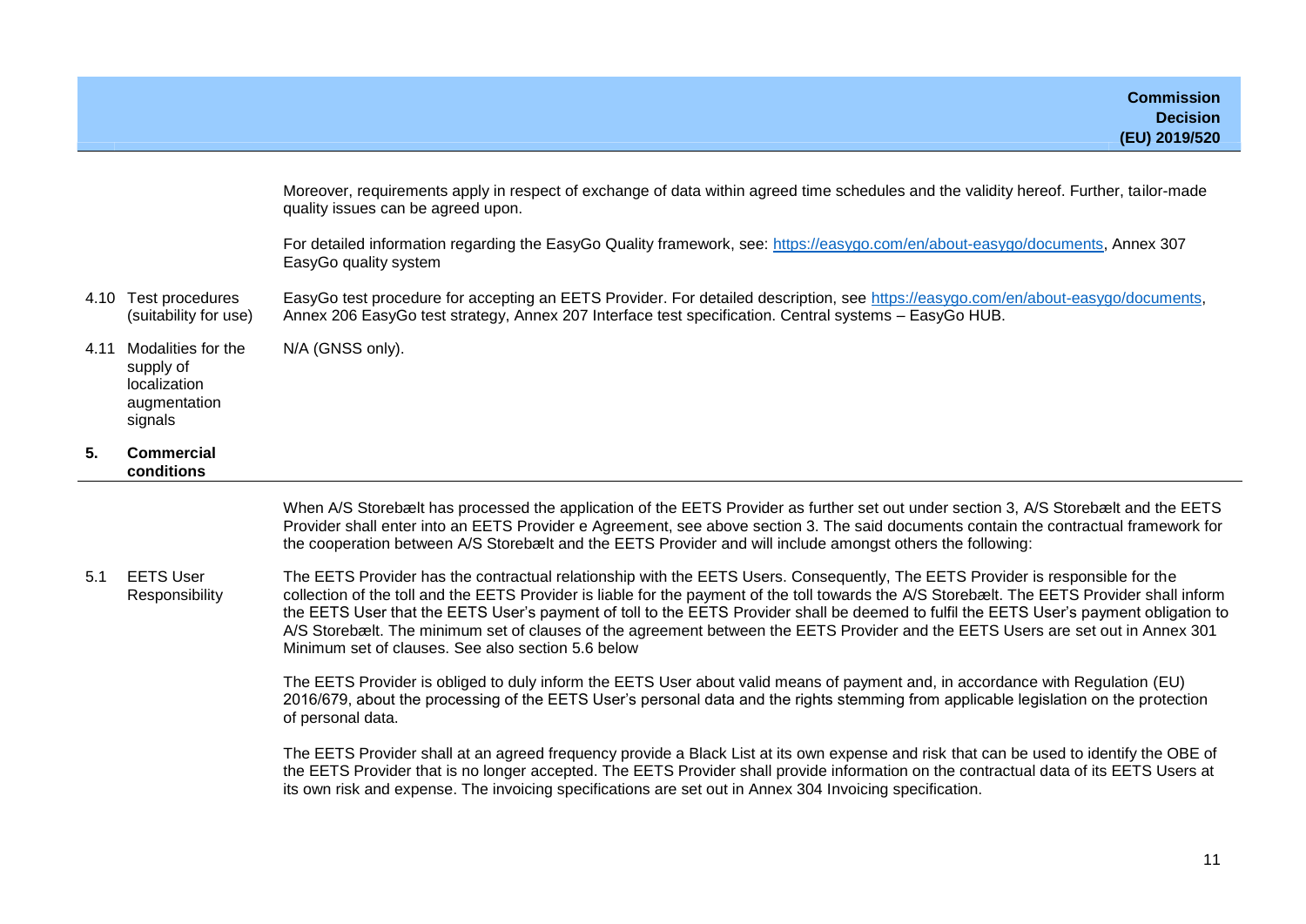Moreover, requirements apply in respect of exchange of data within agreed time schedules and the validity hereof. Further, tailor-made quality issues can be agreed upon.

For detailed information regarding the EasyGo Quality framework, see: https://easygo.com/en/about-easygo/documents, Annex 307 EasyGo quality system

| | | |
|---|---|---|
| 4.10 | Test procedures (suitability for use) | EasyGo test procedure for accepting an EETS Provider. For detailed description, see https://easygo.com/en/about-easygo/documents, Annex 206 EasyGo test strategy, Annex 207 Interface test specification. Central systems – EasyGo HUB. |
| 4.11 | Modalities for the supply of localization augmentation signals | N/A (GNSS only). |

## 5. Commercial conditions

When A/S Storebælt has processed the application of the EETS Provider as further set out under section 3, A/S Storebælt and the EETS Provider shall enter into an EETS Provider e Agreement, see above section 3. The said documents contain the contractual framework for the cooperation between A/S Storebælt and the EETS Provider and will include amongst others the following:

**5.1 EETS User Responsibility**

The EETS Provider has the contractual relationship with the EETS Users. Consequently, The EETS Provider is responsible for the collection of the toll and the EETS Provider is liable for the payment of the toll towards the A/S Storebælt. The EETS Provider shall inform the EETS User that the EETS User's payment of toll to the EETS Provider shall be deemed to fulfil the EETS User's payment obligation to A/S Storebælt. The minimum set of clauses of the agreement between the EETS Provider and the EETS Users are set out in Annex 301 Minimum set of clauses. See also section 5.6 below

The EETS Provider is obliged to duly inform the EETS User about valid means of payment and, in accordance with Regulation (EU) 2016/679, about the processing of the EETS User's personal data and the rights stemming from applicable legislation on the protection of personal data.

The EETS Provider shall at an agreed frequency provide a Black List at its own expense and risk that can be used to identify the OBE of the EETS Provider that is no longer accepted. The EETS Provider shall provide information on the contractual data of its EETS Users at its own risk and expense. The invoicing specifications are set out in Annex 304 Invoicing specification.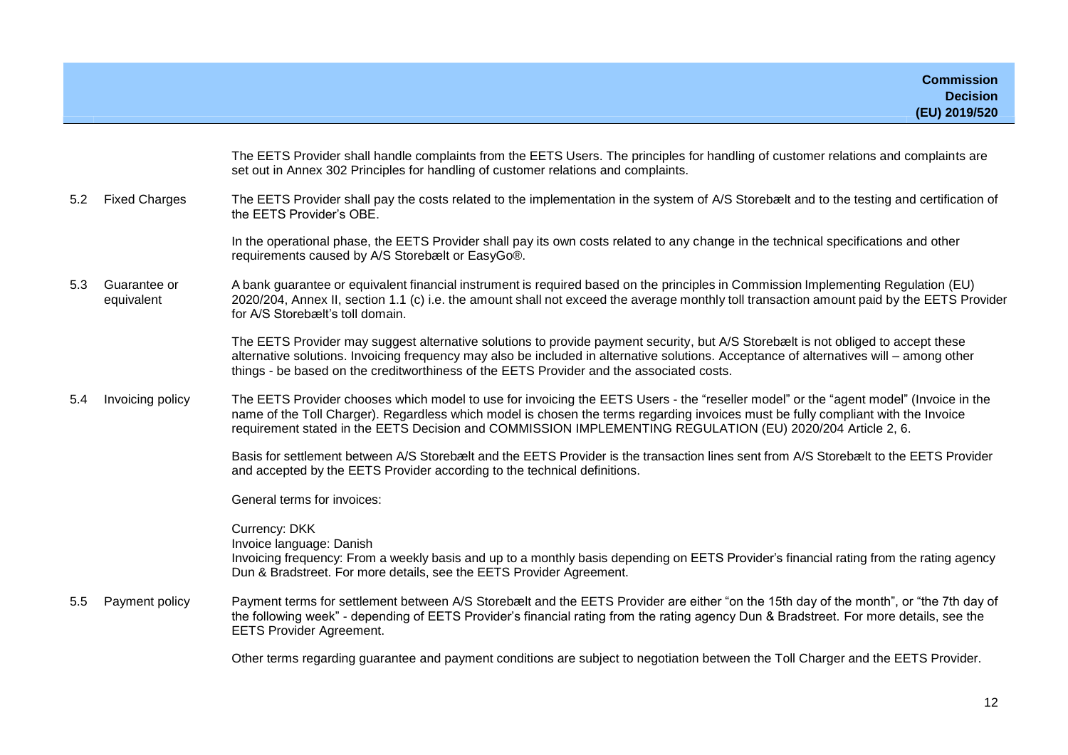The EETS Provider shall handle complaints from the EETS Users. The principles for handling of customer relations and complaints are set out in Annex 302 Principles for handling of customer relations and complaints.

### 5.2 Fixed Charges

The EETS Provider shall pay the costs related to the implementation in the system of A/S Storebælt and to the testing and certification of the EETS Provider's OBE.

In the operational phase, the EETS Provider shall pay its own costs related to any change in the technical specifications and other requirements caused by A/S Storebælt or EasyGo®.

### 5.3 Guarantee or equivalent

A bank guarantee or equivalent financial instrument is required based on the principles in Commission Implementing Regulation (EU) 2020/204, Annex II, section 1.1 (c) i.e. the amount shall not exceed the average monthly toll transaction amount paid by the EETS Provider for A/S Storebælt's toll domain.

The EETS Provider may suggest alternative solutions to provide payment security, but A/S Storebælt is not obliged to accept these alternative solutions. Invoicing frequency may also be included in alternative solutions. Acceptance of alternatives will – among other things - be based on the creditworthiness of the EETS Provider and the associated costs.

### 5.4 Invoicing policy

The EETS Provider chooses which model to use for invoicing the EETS Users - the "reseller model" or the "agent model" (Invoice in the name of the Toll Charger). Regardless which model is chosen the terms regarding invoices must be fully compliant with the Invoice requirement stated in the EETS Decision and COMMISSION IMPLEMENTING REGULATION (EU) 2020/204 Article 2, 6.

Basis for settlement between A/S Storebælt and the EETS Provider is the transaction lines sent from A/S Storebælt to the EETS Provider and accepted by the EETS Provider according to the technical definitions.

General terms for invoices:

Currency: DKK
Invoice language: Danish
Invoicing frequency: From a weekly basis and up to a monthly basis depending on EETS Provider's financial rating from the rating agency Dun & Bradstreet. For more details, see the EETS Provider Agreement.

### 5.5 Payment policy

Payment terms for settlement between A/S Storebælt and the EETS Provider are either "on the 15th day of the month", or "the 7th day of the following week" - depending of EETS Provider's financial rating from the rating agency Dun & Bradstreet. For more details, see the EETS Provider Agreement.

Other terms regarding guarantee and payment conditions are subject to negotiation between the Toll Charger and the EETS Provider.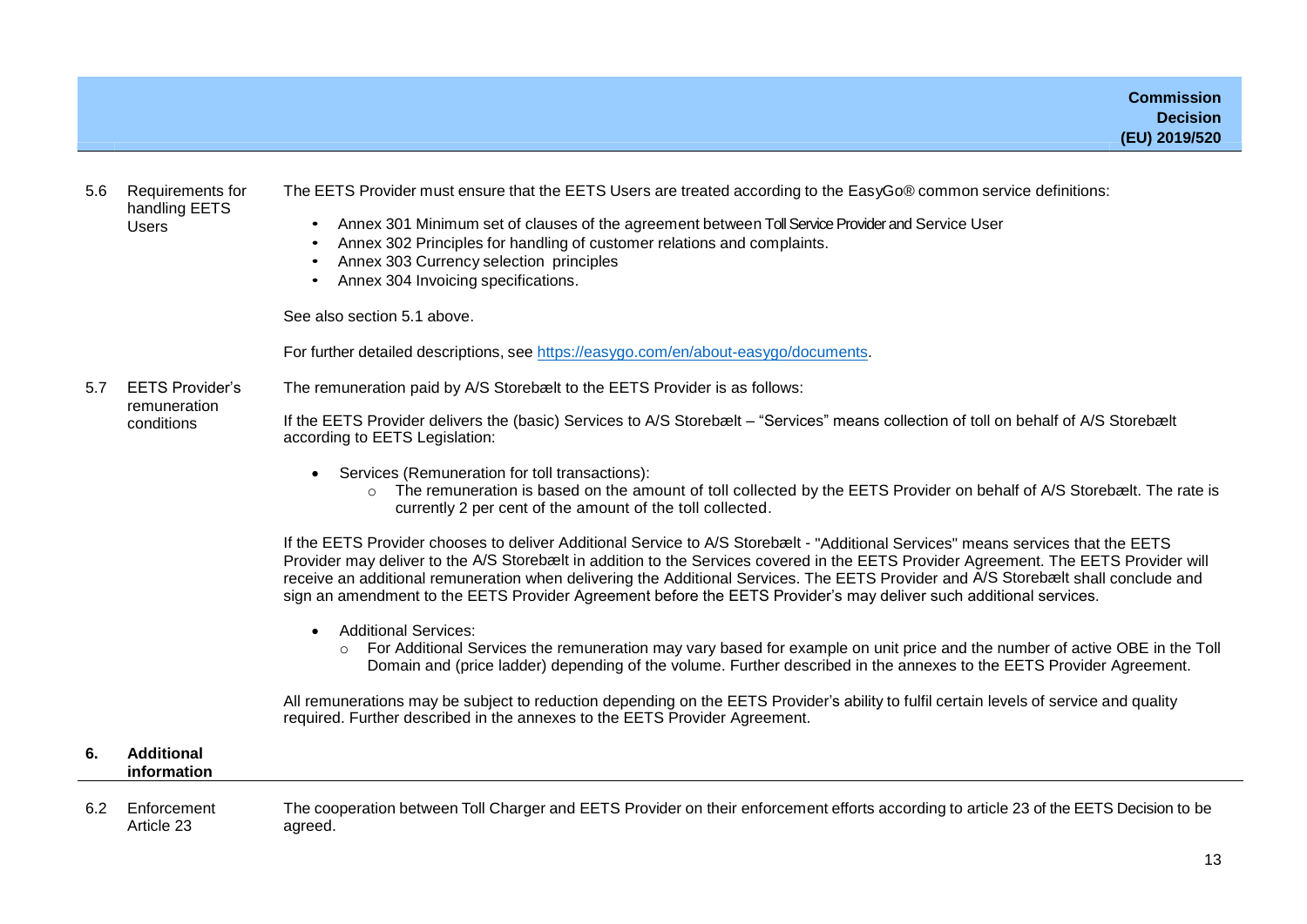| | | |
|---|---|---|
| 5.6 | Requirements for handling EETS Users | The EETS Provider must ensure that the EETS Users are treated according to the EasyGo® common service definitions:<br><br>• Annex 301 Minimum set of clauses of the agreement between Toll Service Provider and Service User<br>• Annex 302 Principles for handling of customer relations and complaints.<br>• Annex 303 Currency selection principles<br>• Annex 304 Invoicing specifications.<br><br>See also section 5.1 above.<br><br>For further detailed descriptions, see https://easygo.com/en/about-easygo/documents. |
| 5.7 | EETS Provider's remuneration conditions | The remuneration paid by A/S Storebælt to the EETS Provider is as follows:<br><br>If the EETS Provider delivers the (basic) Services to A/S Storebælt – "Services" means collection of toll on behalf of A/S Storebælt according to EETS Legislation:<br><br>• Services (Remuneration for toll transactions):<br>  ○ The remuneration is based on the amount of toll collected by the EETS Provider on behalf of A/S Storebælt. The rate is currently 2 per cent of the amount of the toll collected.<br><br>If the EETS Provider chooses to deliver Additional Service to A/S Storebælt - "Additional Services" means services that the EETS Provider may deliver to the A/S Storebælt in addition to the Services covered in the EETS Provider Agreement. The EETS Provider will receive an additional remuneration when delivering the Additional Services. The EETS Provider and A/S Storebælt shall conclude and sign an amendment to the EETS Provider Agreement before the EETS Provider's may deliver such additional services.<br><br>• Additional Services:<br>  ○ For Additional Services the remuneration may vary based for example on unit price and the number of active OBE in the Toll Domain and (price ladder) depending of the volume. Further described in the annexes to the EETS Provider Agreement.<br><br>All remunerations may be subject to reduction depending on the EETS Provider's ability to fulfil certain levels of service and quality required. Further described in the annexes to the EETS Provider Agreement. |
| **6.** | **Additional information** | |
| 6.2 | Enforcement Article 23 | The cooperation between Toll Charger and EETS Provider on their enforcement efforts according to article 23 of the EETS Decision to be agreed. |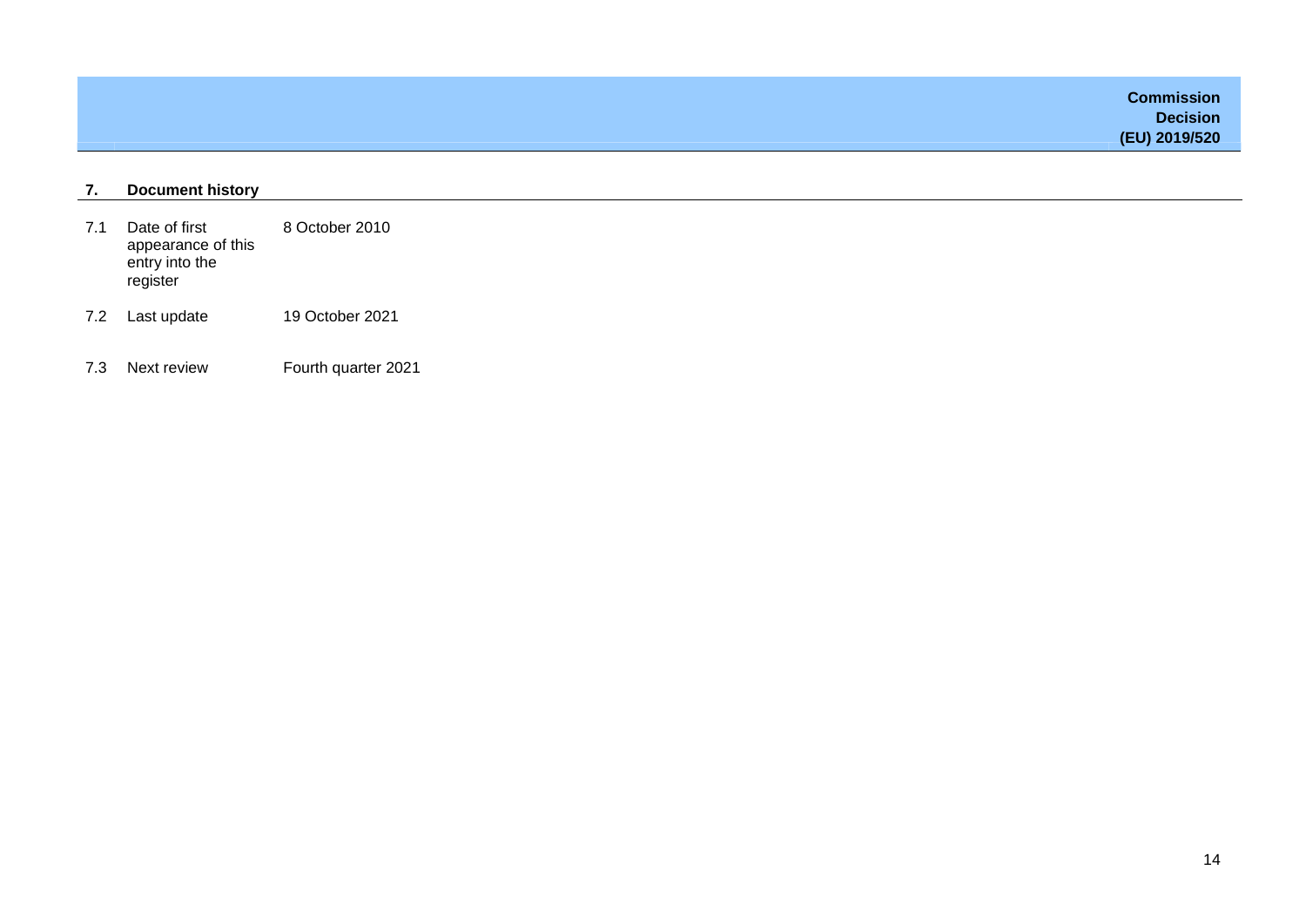## 7. Document history

| | | |
|---|---|---|
| 7.1 | Date of first appearance of this entry into the register | 8 October 2010 |
| 7.2 | Last update | 19 October 2021 |
| 7.3 | Next review | Fourth quarter 2021 |